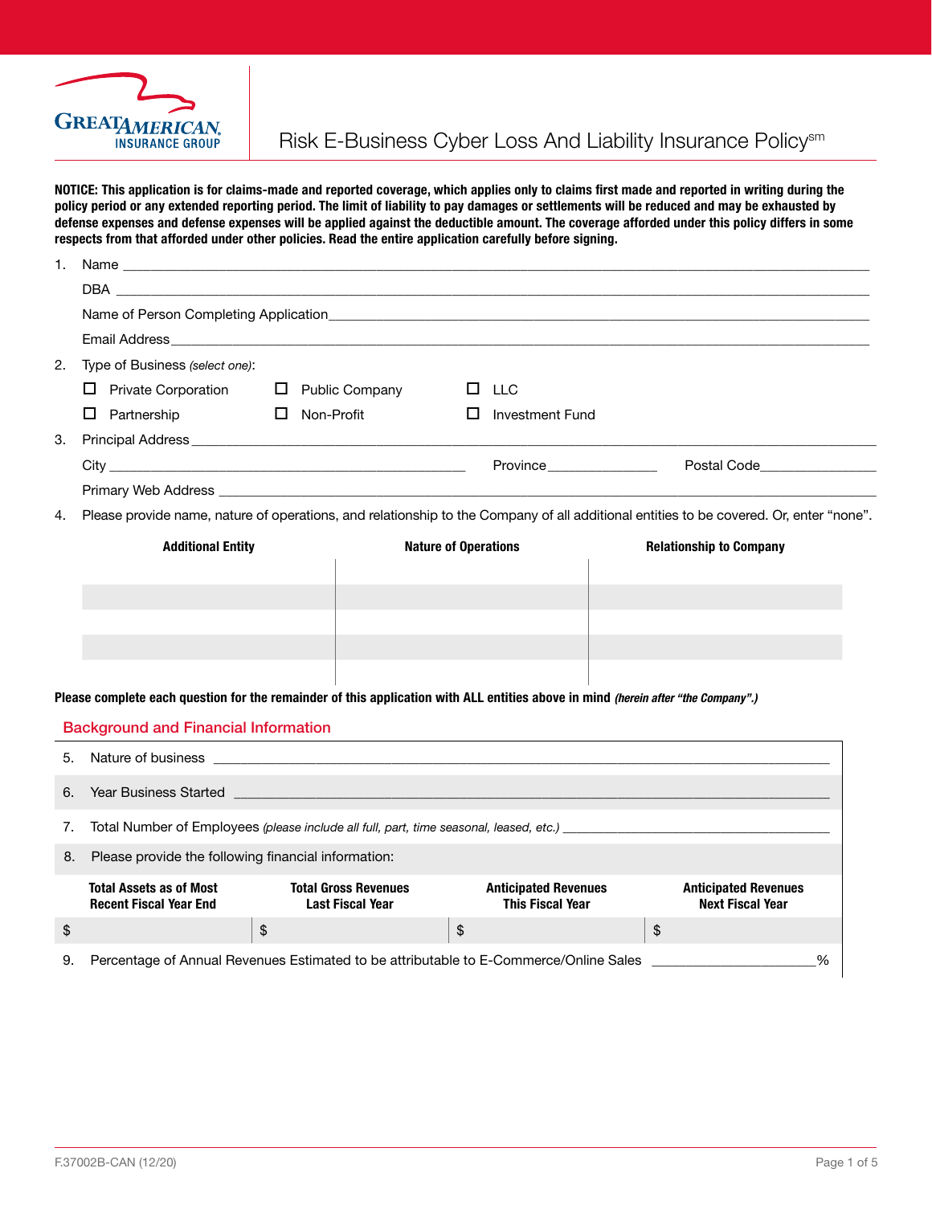# Risk E-Business Cyber Loss And Liability Insurance Policy[sm]

**NOTICE: This application is for claims-made and reported coverage, which applies only to claims first made and reported in writing during the policy period or any extended reporting period. The limit of liability to pay damages or settlements will be reduced and may be exhausted by defense expenses and defense expenses will be applied against the deductible amount. The coverage afforded under this policy differs in some respects from that afforded under other policies. Read the entire application carefully before signing.**

1. Name ____________________________________________

   DBA ____________________________________________

   Name of Person Completing Application ____________________________________________

   Email Address ____________________________________________

2. Type of Business *(select one)*:

   ☐ Private Corporation ☐ Public Company ☐ LLC

   ☐ Partnership ☐ Non-Profit ☐ Investment Fund

3. Principal Address ____________________________________________

   City ______________________ Province ______________ Postal Code ______________

   Primary Web Address ____________________________________________

4. Please provide name, nature of operations, and relationship to the Company of all additional entities to be covered. Or, enter "none".

| Additional Entity | Nature of Operations | Relationship to Company |
|---|---|---|
| | | |
| | | |
| | | |
| | | |
| | | |

**Please complete each question for the remainder of this application with ALL entities above in mind *(herein after "the Company".)***

## Background and Financial Information

5. Nature of business ____________________________________________

6. Year Business Started ____________________________________________

7. Total Number of Employees *(please include all full, part, time seasonal, leased, etc.)* ______________________

8. Please provide the following financial information:

| Total Assets as of Most Recent Fiscal Year End | Total Gross Revenues Last Fiscal Year | Anticipated Revenues This Fiscal Year | Anticipated Revenues Next Fiscal Year |
|---|---|---|---|
| $ | $ | $ | $ |

9. Percentage of Annual Revenues Estimated to be attributable to E-Commerce/Online Sales ______________%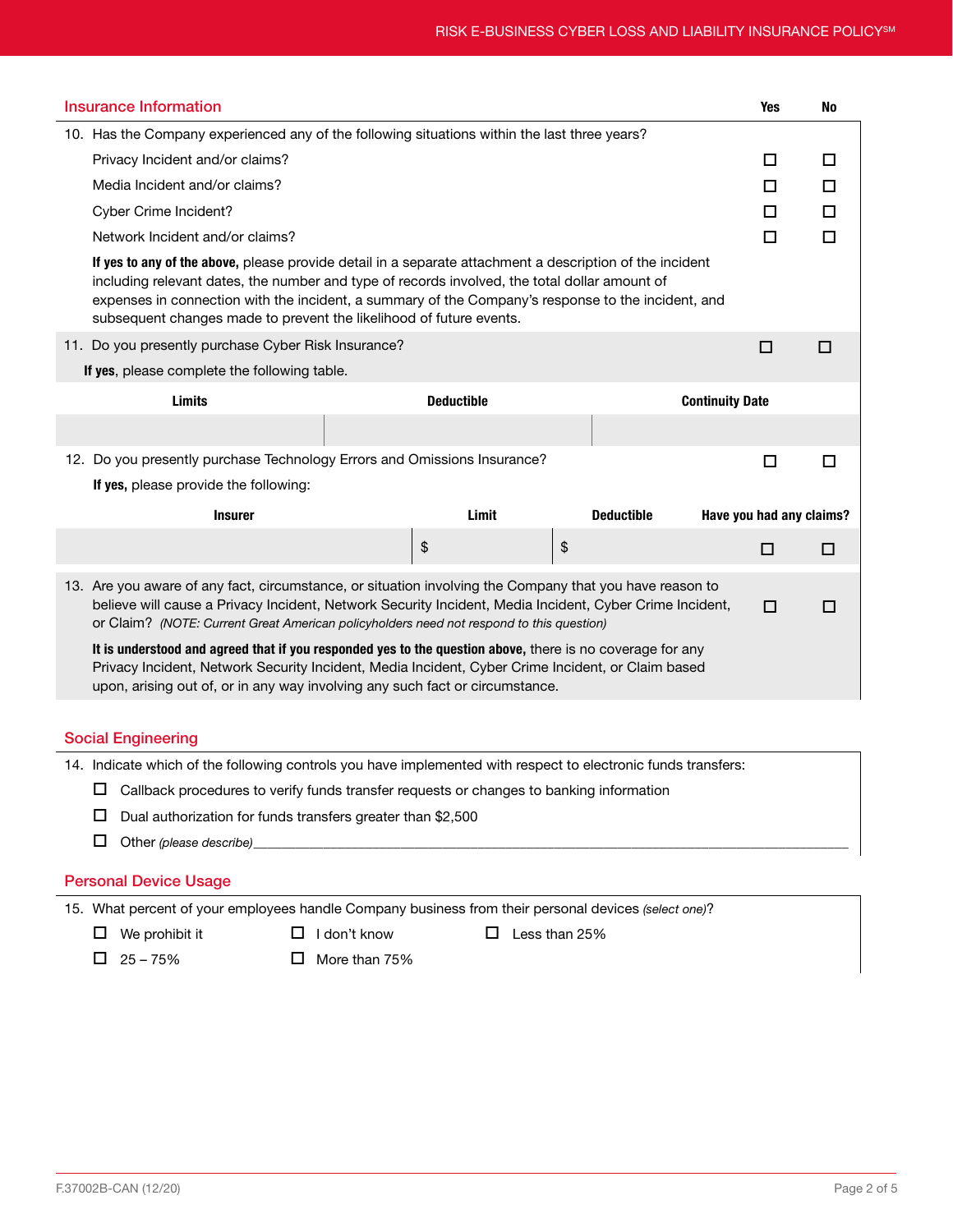## Insurance Information

| | Yes | No |
|---|---|---|
| 10. Has the Company experienced any of the following situations within the last three years? | | |
| Privacy Incident and/or claims? | ☐ | ☐ |
| Media Incident and/or claims? | ☐ | ☐ |
| Cyber Crime Incident? | ☐ | ☐ |
| Network Incident and/or claims? | ☐ | ☐ |

**If yes to any of the above,** please provide detail in a separate attachment a description of the incident including relevant dates, the number and type of records involved, the total dollar amount of expenses in connection with the incident, a summary of the Company's response to the incident, and subsequent changes made to prevent the likelihood of future events.

11. Do you presently purchase Cyber Risk Insurance? ☐ Yes ☐ No

**If yes**, please complete the following table.

| Limits | Deductible | Continuity Date |
|---|---|---|
| | | |

12. Do you presently purchase Technology Errors and Omissions Insurance? ☐ Yes ☐ No

**If yes,** please provide the following:

| Insurer | Limit | Deductible | Have you had any claims? |
|---|---|---|---|
| | $ | $ | ☐ Yes ☐ No |

13. Are you aware of any fact, circumstance, or situation involving the Company that you have reason to believe will cause a Privacy Incident, Network Security Incident, Media Incident, Cyber Crime Incident, or Claim? *(NOTE: Current Great American policyholders need not respond to this question)* ☐ Yes ☐ No

**It is understood and agreed that if you responded yes to the question above,** there is no coverage for any Privacy Incident, Network Security Incident, Media Incident, Cyber Crime Incident, or Claim based upon, arising out of, or in any way involving any such fact or circumstance.

## Social Engineering

14. Indicate which of the following controls you have implemented with respect to electronic funds transfers:

- ☐ Callback procedures to verify funds transfer requests or changes to banking information
- ☐ Dual authorization for funds transfers greater than $2,500
- ☐ Other *(please describe)*\_\_\_\_\_\_\_\_\_\_\_\_\_\_\_\_\_\_\_\_\_\_\_\_\_\_\_\_\_\_\_\_\_\_\_\_\_\_\_\_

## Personal Device Usage

15. What percent of your employees handle Company business from their personal devices *(select one)*?

☐ We prohibit it ☐ I don't know ☐ Less than 25%

☐ 25 – 75% ☐ More than 75%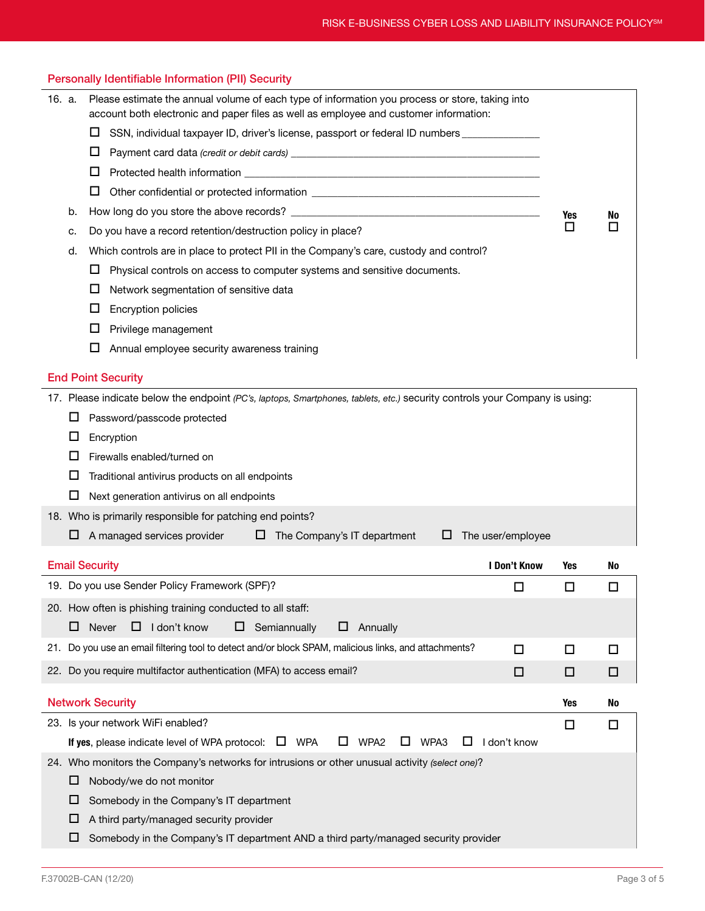## Personally Identifiable Information (PII) Security

16. a. Please estimate the annual volume of each type of information you process or store, taking into account both electronic and paper files as well as employee and customer information:

- ☐ SSN, individual taxpayer ID, driver's license, passport or federal ID numbers ______________
- ☐ Payment card data *(credit or debit cards)* ______________
- ☐ Protected health information ______________
- ☐ Other confidential or protected information ______________

b. How long do you store the above records? ______________

| | Yes | No |
|---|---|---|
| c. Do you have a record retention/destruction policy in place? | ☐ | ☐ |

d. Which controls are in place to protect PII in the Company's care, custody and control?

- ☐ Physical controls on access to computer systems and sensitive documents.
- ☐ Network segmentation of sensitive data
- ☐ Encryption policies
- ☐ Privilege management
- ☐ Annual employee security awareness training

## End Point Security

17. Please indicate below the endpoint *(PC's, laptops, Smartphones, tablets, etc.)* security controls your Company is using:

- ☐ Password/passcode protected
- ☐ Encryption
- ☐ Firewalls enabled/turned on
- ☐ Traditional antivirus products on all endpoints
- ☐ Next generation antivirus on all endpoints

18. Who is primarily responsible for patching end points?

☐ A managed services provider ☐ The Company's IT department ☐ The user/employee

## Email Security

| | I Don't Know | Yes | No |
|---|---|---|---|
| 19. Do you use Sender Policy Framework (SPF)? | ☐ | ☐ | ☐ |

20. How often is phishing training conducted to all staff:

☐ Never ☐ I don't know ☐ Semiannually ☐ Annually

| | I Don't Know | Yes | No |
|---|---|---|---|
| 21. Do you use an email filtering tool to detect and/or block SPAM, malicious links, and attachments? | ☐ | ☐ | ☐ |
| 22. Do you require multifactor authentication (MFA) to access email? | ☐ | ☐ | ☐ |

## Network Security

| | Yes | No |
|---|---|---|
| 23. Is your network WiFi enabled? | ☐ | ☐ |

**If yes**, please indicate level of WPA protocol: ☐ WPA ☐ WPA2 ☐ WPA3 ☐ I don't know

24. Who monitors the Company's networks for intrusions or other unusual activity *(select one)*?

- ☐ Nobody/we do not monitor
- ☐ Somebody in the Company's IT department
- ☐ A third party/managed security provider
- ☐ Somebody in the Company's IT department AND a third party/managed security provider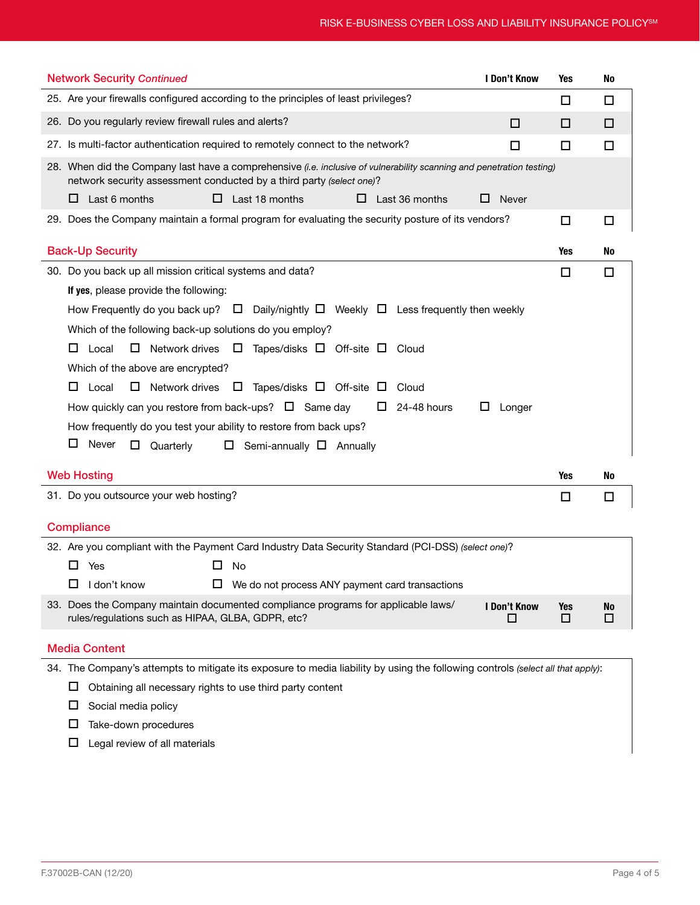## Network Security *Continued*

| | I Don't Know | Yes | No |
|---|---|---|---|
| 25. Are your firewalls configured according to the principles of least privileges? | | ☐ | ☐ |
| 26. Do you regularly review firewall rules and alerts? | ☐ | ☐ | ☐ |
| 27. Is multi-factor authentication required to remotely connect to the network? | ☐ | ☐ | ☐ |

28. When did the Company last have a comprehensive *(i.e. inclusive of vulnerability scanning and penetration testing)* network security assessment conducted by a third party *(select one)*?

☐ Last 6 months ☐ Last 18 months ☐ Last 36 months ☐ Never

| | Yes | No |
|---|---|---|
| 29. Does the Company maintain a formal program for evaluating the security posture of its vendors? | ☐ | ☐ |

## Back-Up Security

| | Yes | No |
|---|---|---|
| 30. Do you back up all mission critical systems and data? | ☐ | ☐ |

**If yes**, please provide the following:

How Frequently do you back up? ☐ Daily/nightly ☐ Weekly ☐ Less frequently then weekly

Which of the following back-up solutions do you employ?

☐ Local ☐ Network drives ☐ Tapes/disks ☐ Off-site ☐ Cloud

Which of the above are encrypted?

☐ Local ☐ Network drives ☐ Tapes/disks ☐ Off-site ☐ Cloud

How quickly can you restore from back-ups? ☐ Same day ☐ 24-48 hours ☐ Longer

How frequently do you test your ability to restore from back ups?

☐ Never ☐ Quarterly ☐ Semi-annually ☐ Annually

## Web Hosting

| | Yes | No |
|---|---|---|
| 31. Do you outsource your web hosting? | ☐ | ☐ |

## Compliance

32. Are you compliant with the Payment Card Industry Data Security Standard (PCI-DSS) *(select one)*?

☐ Yes ☐ No

☐ I don't know ☐ We do not process ANY payment card transactions

| | I Don't Know | Yes | No |
|---|---|---|---|
| 33. Does the Company maintain documented compliance programs for applicable laws/rules/regulations such as HIPAA, GLBA, GDPR, etc? | ☐ | ☐ | ☐ |

## Media Content

34. The Company's attempts to mitigate its exposure to media liability by using the following controls *(select all that apply)*:

☐ Obtaining all necessary rights to use third party content

☐ Social media policy

☐ Take-down procedures

☐ Legal review of all materials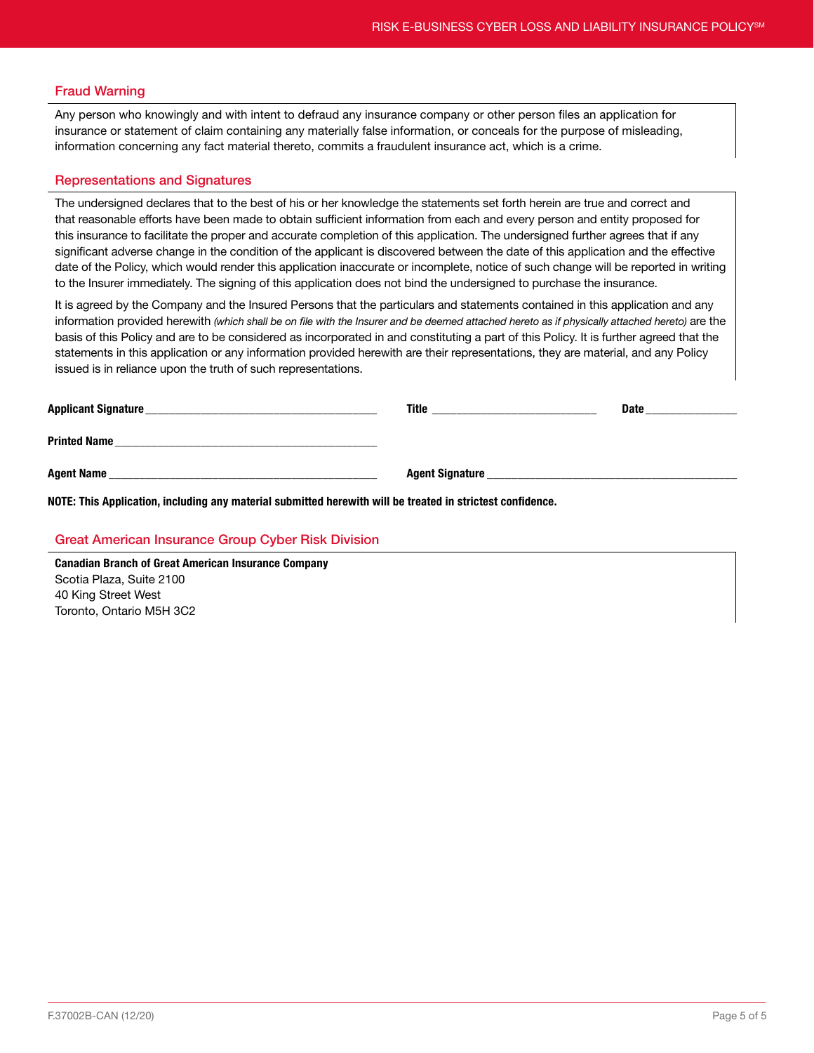## Fraud Warning

Any person who knowingly and with intent to defraud any insurance company or other person files an application for insurance or statement of claim containing any materially false information, or conceals for the purpose of misleading, information concerning any fact material thereto, commits a fraudulent insurance act, which is a crime.

## Representations and Signatures

The undersigned declares that to the best of his or her knowledge the statements set forth herein are true and correct and that reasonable efforts have been made to obtain sufficient information from each and every person and entity proposed for this insurance to facilitate the proper and accurate completion of this application. The undersigned further agrees that if any significant adverse change in the condition of the applicant is discovered between the date of this application and the effective date of the Policy, which would render this application inaccurate or incomplete, notice of such change will be reported in writing to the Insurer immediately. The signing of this application does not bind the undersigned to purchase the insurance.

It is agreed by the Company and the Insured Persons that the particulars and statements contained in this application and any information provided herewith *(which shall be on file with the Insurer and be deemed attached hereto as if physically attached hereto)* are the basis of this Policy and are to be considered as incorporated in and constituting a part of this Policy. It is further agreed that the statements in this application or any information provided herewith are their representations, they are material, and any Policy issued is in reliance upon the truth of such representations.

**Applicant Signature** ______________________ **Title** ______________________ **Date** ______________

**Printed Name** ______________________

**Agent Name** ______________________ **Agent Signature** ______________________

**NOTE: This Application, including any material submitted herewith will be treated in strictest confidence.**

## Great American Insurance Group Cyber Risk Division

**Canadian Branch of Great American Insurance Company**
Scotia Plaza, Suite 2100
40 King Street West
Toronto, Ontario M5H 3C2

F.37002B-CAN (12/20)